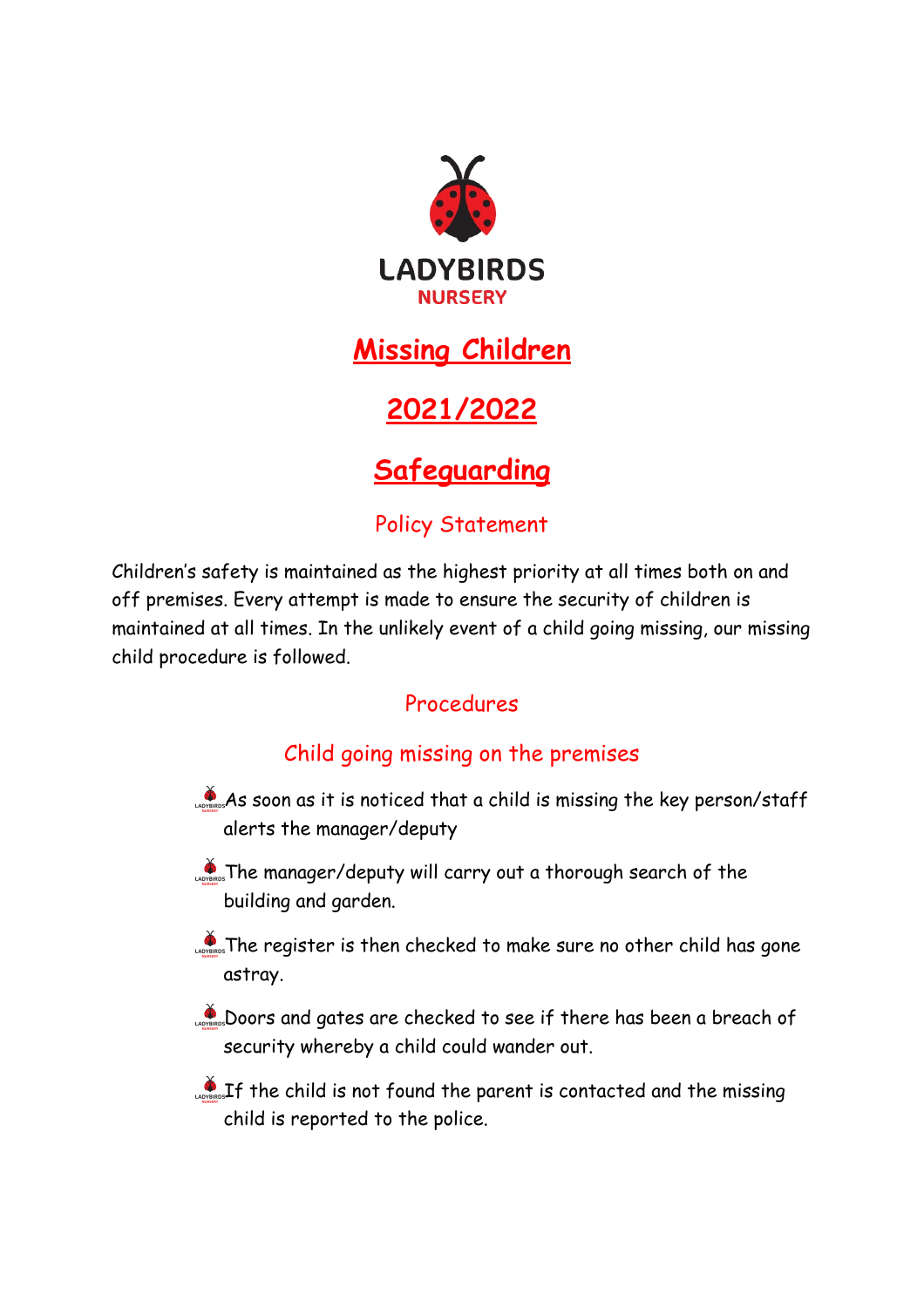LADYBIRDS
NURSERY

# Missing Children

# 2021/2022

# Safeguarding

## Policy Statement

Children's safety is maintained as the highest priority at all times both on and off premises. Every attempt is made to ensure the security of children is maintained at all times. In the unlikely event of a child going missing, our missing child procedure is followed.

## Procedures

### Child going missing on the premises

- As soon as it is noticed that a child is missing the key person/staff alerts the manager/deputy
- The manager/deputy will carry out a thorough search of the building and garden.
- The register is then checked to make sure no other child has gone astray.
- Doors and gates are checked to see if there has been a breach of security whereby a child could wander out.
- If the child is not found the parent is contacted and the missing child is reported to the police.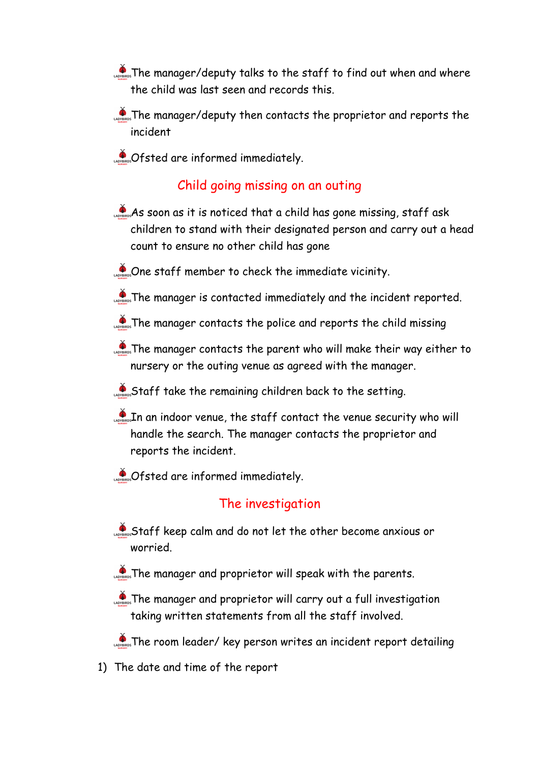- The manager/deputy talks to the staff to find out when and where the child was last seen and records this.
- The manager/deputy then contacts the proprietor and reports the incident
- Ofsted are informed immediately.

## Child going missing on an outing

- As soon as it is noticed that a child has gone missing, staff ask children to stand with their designated person and carry out a head count to ensure no other child has gone
- One staff member to check the immediate vicinity.
- The manager is contacted immediately and the incident reported.
- The manager contacts the police and reports the child missing
- The manager contacts the parent who will make their way either to nursery or the outing venue as agreed with the manager.
- Staff take the remaining children back to the setting.
- In an indoor venue, the staff contact the venue security who will handle the search. The manager contacts the proprietor and reports the incident.
- Ofsted are informed immediately.

## The investigation

- Staff keep calm and do not let the other become anxious or worried.
- The manager and proprietor will speak with the parents.
- The manager and proprietor will carry out a full investigation taking written statements from all the staff involved.
- The room leader/ key person writes an incident report detailing

1) The date and time of the report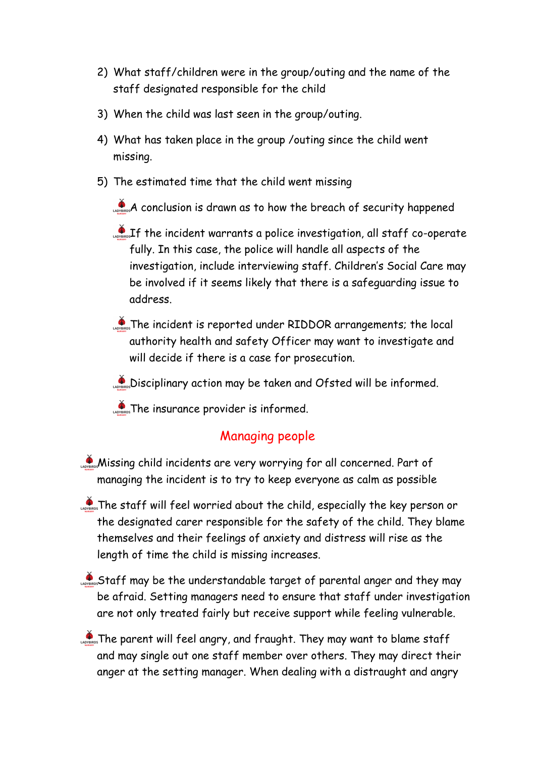2) What staff/children were in the group/outing and the name of the staff designated responsible for the child
3) When the child was last seen in the group/outing.
4) What has taken place in the group /outing since the child went missing.
5) The estimated time that the child went missing

- A conclusion is drawn as to how the breach of security happened
- If the incident warrants a police investigation, all staff co-operate fully. In this case, the police will handle all aspects of the investigation, include interviewing staff. Children's Social Care may be involved if it seems likely that there is a safeguarding issue to address.
- The incident is reported under RIDDOR arrangements; the local authority health and safety Officer may want to investigate and will decide if there is a case for prosecution.
- Disciplinary action may be taken and Ofsted will be informed.
- The insurance provider is informed.

## Managing people

- Missing child incidents are very worrying for all concerned. Part of managing the incident is to try to keep everyone as calm as possible
- The staff will feel worried about the child, especially the key person or the designated carer responsible for the safety of the child. They blame themselves and their feelings of anxiety and distress will rise as the length of time the child is missing increases.
- Staff may be the understandable target of parental anger and they may be afraid. Setting managers need to ensure that staff under investigation are not only treated fairly but receive support while feeling vulnerable.
- The parent will feel angry, and fraught. They may want to blame staff and may single out one staff member over others. They may direct their anger at the setting manager. When dealing with a distraught and angry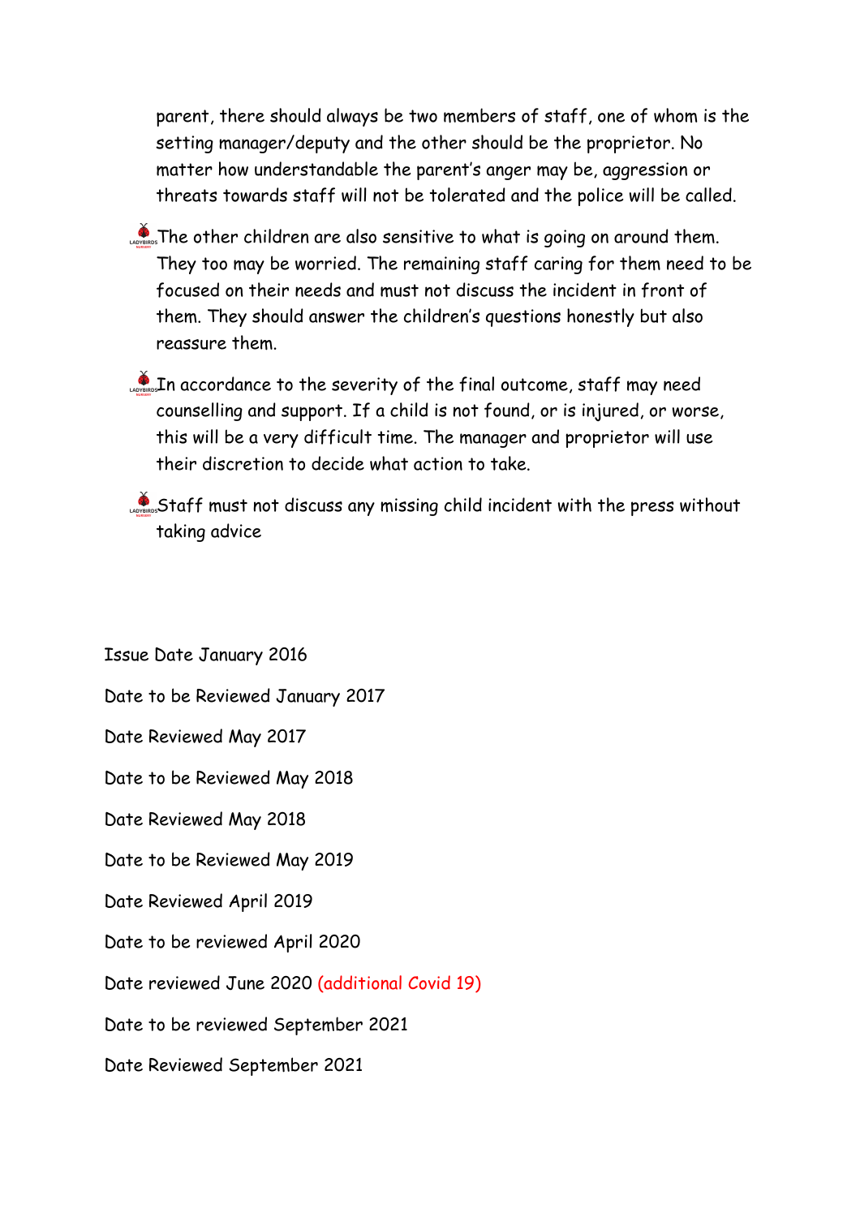parent, there should always be two members of staff, one of whom is the setting manager/deputy and the other should be the proprietor. No matter how understandable the parent's anger may be, aggression or threats towards staff will not be tolerated and the police will be called.

- The other children are also sensitive to what is going on around them. They too may be worried. The remaining staff caring for them need to be focused on their needs and must not discuss the incident in front of them. They should answer the children's questions honestly but also reassure them.

- In accordance to the severity of the final outcome, staff may need counselling and support. If a child is not found, or is injured, or worse, this will be a very difficult time. The manager and proprietor will use their discretion to decide what action to take.

- Staff must not discuss any missing child incident with the press without taking advice

Issue Date January 2016

Date to be Reviewed January 2017

Date Reviewed May 2017

Date to be Reviewed May 2018

Date Reviewed May 2018

Date to be Reviewed May 2019

Date Reviewed April 2019

Date to be reviewed April 2020

Date reviewed June 2020 (additional Covid 19)

Date to be reviewed September 2021

Date Reviewed September 2021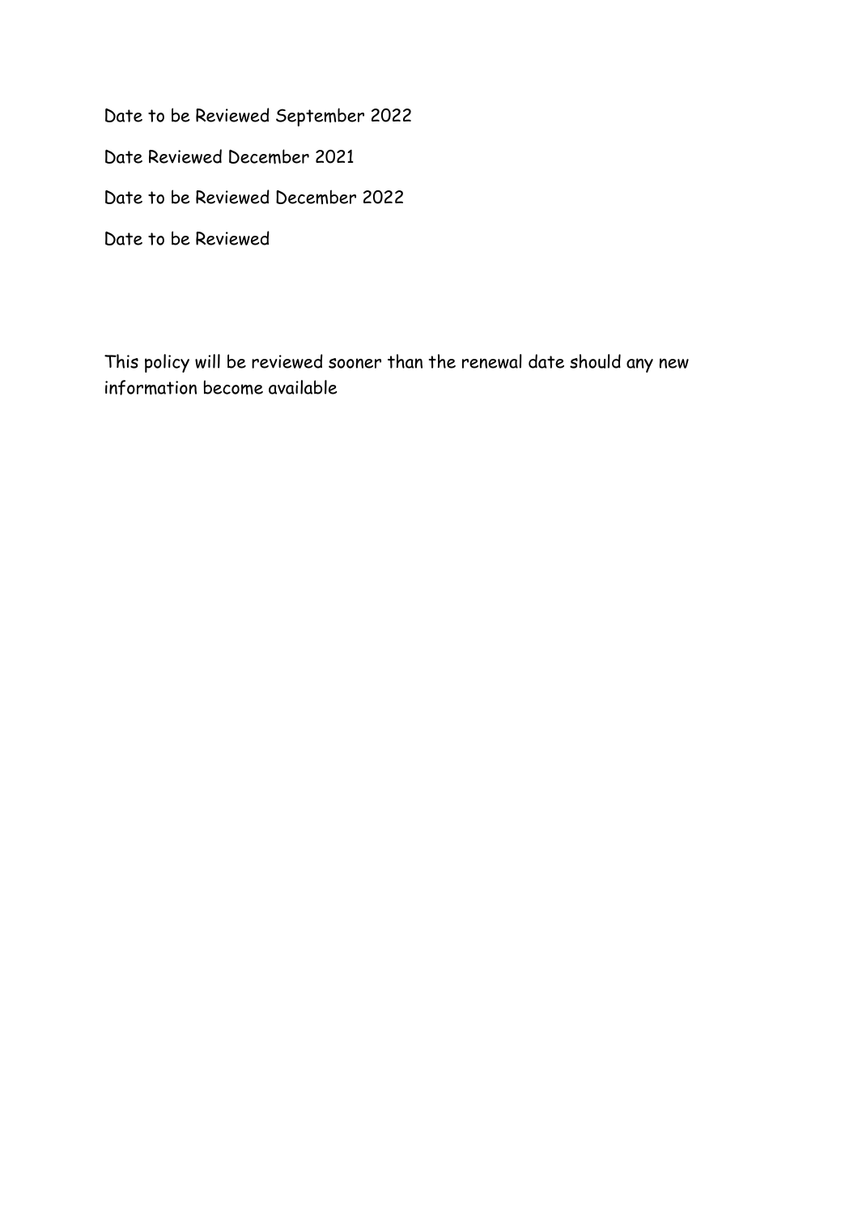Date to be Reviewed September 2022

Date Reviewed December 2021

Date to be Reviewed December 2022

Date to be Reviewed

This policy will be reviewed sooner than the renewal date should any new information become available